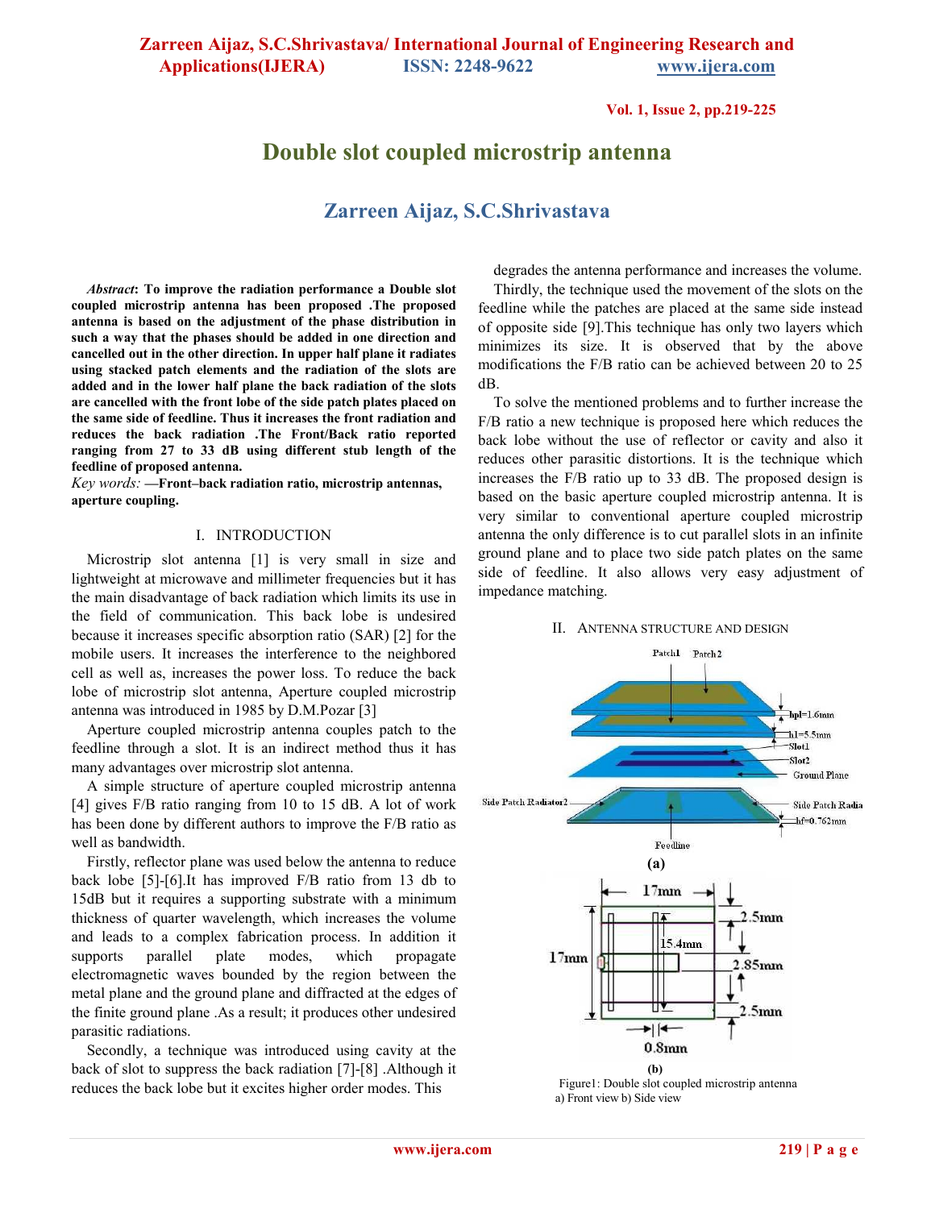# Double slot coupled microstrip antenna

## Zarreen Aijaz, S.C.Shrivastava

***Abstract*: To improve the radiation performance a Double slot coupled microstrip antenna has been proposed .The proposed antenna is based on the adjustment of the phase distribution in such a way that the phases should be added in one direction and cancelled out in the other direction. In upper half plane it radiates using stacked patch elements and the radiation of the slots are added and in the lower half plane the back radiation of the slots are cancelled with the front lobe of the side patch plates placed on the same side of feedline. Thus it increases the front radiation and reduces the back radiation .The Front/Back ratio reported ranging from 27 to 33 dB using different stub length of the feedline of proposed antenna.**

*Key words:* **—Front–back radiation ratio, microstrip antennas, aperture coupling.**

## I. INTRODUCTION

Microstrip slot antenna [1] is very small in size and lightweight at microwave and millimeter frequencies but it has the main disadvantage of back radiation which limits its use in the field of communication. This back lobe is undesired because it increases specific absorption ratio (SAR) [2] for the mobile users. It increases the interference to the neighbored cell as well as, increases the power loss. To reduce the back lobe of microstrip slot antenna, Aperture coupled microstrip antenna was introduced in 1985 by D.M.Pozar [3]

Aperture coupled microstrip antenna couples patch to the feedline through a slot. It is an indirect method thus it has many advantages over microstrip slot antenna.

A simple structure of aperture coupled microstrip antenna [4] gives F/B ratio ranging from 10 to 15 dB. A lot of work has been done by different authors to improve the F/B ratio as well as bandwidth.

Firstly, reflector plane was used below the antenna to reduce back lobe [5]-[6].It has improved F/B ratio from 13 db to 15dB but it requires a supporting substrate with a minimum thickness of quarter wavelength, which increases the volume and leads to a complex fabrication process. In addition it supports parallel plate modes, which propagate electromagnetic waves bounded by the region between the metal plane and the ground plane and diffracted at the edges of the finite ground plane .As a result; it produces other undesired parasitic radiations.

Secondly, a technique was introduced using cavity at the back of slot to suppress the back radiation [7]-[8] .Although it reduces the back lobe but it excites higher order modes. This degrades the antenna performance and increases the volume.

Thirdly, the technique used the movement of the slots on the feedline while the patches are placed at the same side instead of opposite side [9].This technique has only two layers which minimizes its size. It is observed that by the above modifications the F/B ratio can be achieved between 20 to 25 dB.

To solve the mentioned problems and to further increase the F/B ratio a new technique is proposed here which reduces the back lobe without the use of reflector or cavity and also it reduces other parasitic distortions. It is the technique which increases the F/B ratio up to 33 dB. The proposed design is based on the basic aperture coupled microstrip antenna. It is very similar to conventional aperture coupled microstrip antenna the only difference is to cut parallel slots in an infinite ground plane and to place two side patch plates on the same side of feedline. It also allows very easy adjustment of impedance matching.

## II. ANTENNA STRUCTURE AND DESIGN

Figure1: Double slot coupled microstrip antenna
a) Front view b) Side view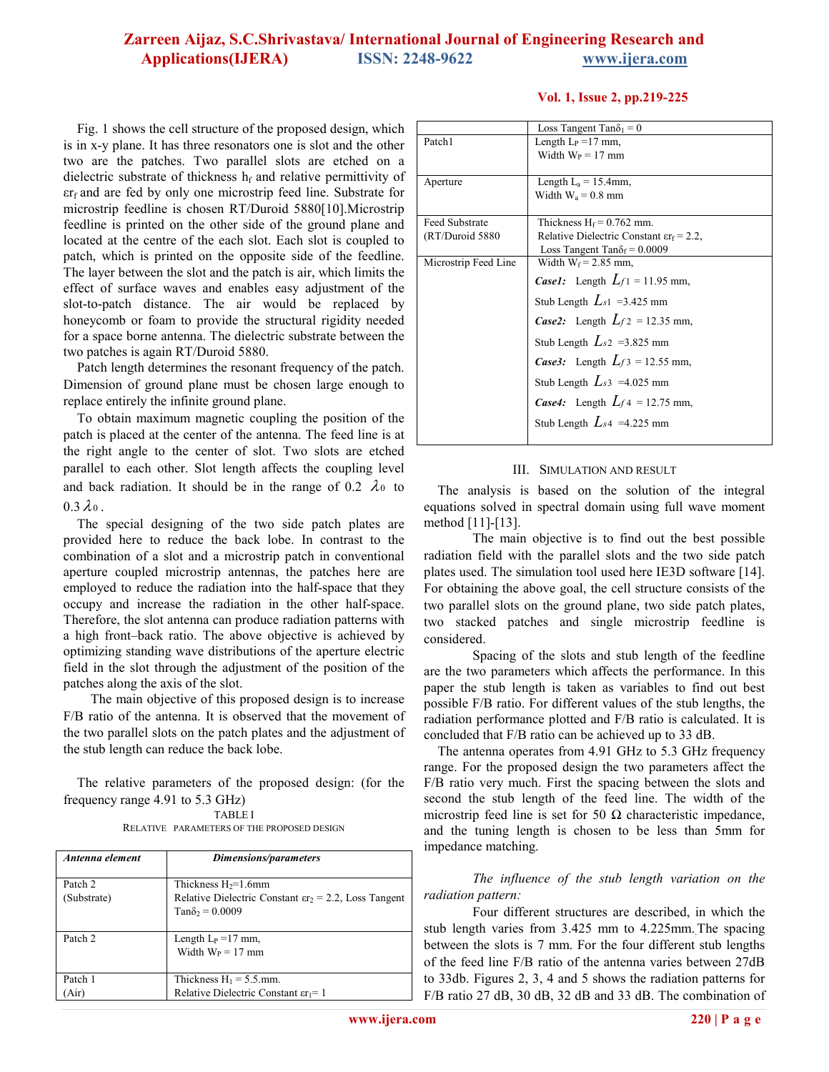Fig. 1 shows the cell structure of the proposed design, which is in x-y plane. It has three resonators one is slot and the other two are the patches. Two parallel slots are etched on a dielectric substrate of thickness $h_f$ and relative permittivity of $\varepsilon r_f$ and are fed by only one microstrip feed line. Substrate for microstrip feedline is chosen RT/Duroid 5880[10].Microstrip feedline is printed on the other side of the ground plane and located at the centre of the each slot. Each slot is coupled to patch, which is printed on the opposite side of the feedline. The layer between the slot and the patch is air, which limits the effect of surface waves and enables easy adjustment of the slot-to-patch distance. The air would be replaced by honeycomb or foam to provide the structural rigidity needed for a space borne antenna. The dielectric substrate between the two patches is again RT/Duroid 5880.

Patch length determines the resonant frequency of the patch. Dimension of ground plane must be chosen large enough to replace entirely the infinite ground plane.

To obtain maximum magnetic coupling the position of the patch is placed at the center of the antenna. The feed line is at the right angle to the center of slot. Two slots are etched parallel to each other. Slot length affects the coupling level and back radiation. It should be in the range of 0.2 $\lambda_0$ to 0.3 $\lambda_0$.

The special designing of the two side patch plates are provided here to reduce the back lobe. In contrast to the combination of a slot and a microstrip patch in conventional aperture coupled microstrip antennas, the patches here are employed to reduce the radiation into the half-space that they occupy and increase the radiation in the other half-space. Therefore, the slot antenna can produce radiation patterns with a high front–back ratio. The above objective is achieved by optimizing standing wave distributions of the aperture electric field in the slot through the adjustment of the position of the patches along the axis of the slot.

The main objective of this proposed design is to increase F/B ratio of the antenna. It is observed that the movement of the two parallel slots on the patch plates and the adjustment of the stub length can reduce the back lobe.

The relative parameters of the proposed design: (for the frequency range 4.91 to 5.3 GHz)

TABLE I
RELATIVE PARAMETERS OF THE PROPOSED DESIGN

| *Antenna element* | *Dimensions/parameters* |
|---|---|
| Patch 2 (Substrate) | Thickness $H_2$=1.6mm, Relative Dielectric Constant $\varepsilon r_2$ = 2.2, Loss Tangent $\tan\delta_2$ = 0.0009 |
| Patch 2 | Length $L_P$ =17 mm, Width $W_P$ = 17 mm |
| Patch 1 (Air) | Thickness $H_1$ = 5.5.mm. Relative Dielectric Constant $\varepsilon r_1$= 1, Loss Tangent $\tan\delta_1$ = 0 |
| Patch1 | Length $L_P$ =17 mm, Width $W_P$ = 17 mm |
| Aperture | Length $L_a$ = 15.4mm, Width $W_a$ = 0.8 mm |
| Feed Substrate (RT/Duroid 5880 | Thickness $H_f$ = 0.762 mm. Relative Dielectric Constant $\varepsilon r_f$ = 2.2, Loss Tangent $\tan\delta_f$ = 0.0009 |
| Microstrip Feed Line | Width $W_f$ = 2.85 mm, ***Case1:*** Length $L_{f1}$ = 11.95 mm, Stub Length $L_{s1}$ =3.425 mm ***Case2:*** Length $L_{f2}$ = 12.35 mm, Stub Length $L_{s2}$ =3.825 mm ***Case3:*** Length $L_{f3}$ = 12.55 mm, Stub Length $L_{s3}$ =4.025 mm ***Case4:*** Length $L_{f4}$ = 12.75 mm, Stub Length $L_{s4}$ =4.225 mm |

## III. SIMULATION AND RESULT

The analysis is based on the solution of the integral equations solved in spectral domain using full wave moment method [11]-[13].

The main objective is to find out the best possible radiation field with the parallel slots and the two side patch plates used. The simulation tool used here IE3D software [14]. For obtaining the above goal, the cell structure consists of the two parallel slots on the ground plane, two side patch plates, two stacked patches and single microstrip feedline is considered.

Spacing of the slots and stub length of the feedline are the two parameters which affects the performance. In this paper the stub length is taken as variables to find out best possible F/B ratio. For different values of the stub lengths, the radiation performance plotted and F/B ratio is calculated. It is concluded that F/B ratio can be achieved up to 33 dB.

The antenna operates from 4.91 GHz to 5.3 GHz frequency range. For the proposed design the two parameters affect the F/B ratio very much. First the spacing between the slots and second the stub length of the feed line. The width of the microstrip feed line is set for 50 Ω characteristic impedance, and the tuning length is chosen to be less than 5mm for impedance matching.

*The influence of the stub length variation on the radiation pattern:*

Four different structures are described, in which the stub length varies from 3.425 mm to 4.225mm. The spacing between the slots is 7 mm. For the four different stub lengths of the feed line F/B ratio of the antenna varies between 27dB to 33db. Figures 2, 3, 4 and 5 shows the radiation patterns for F/B ratio 27 dB, 30 dB, 32 dB and 33 dB. The combination of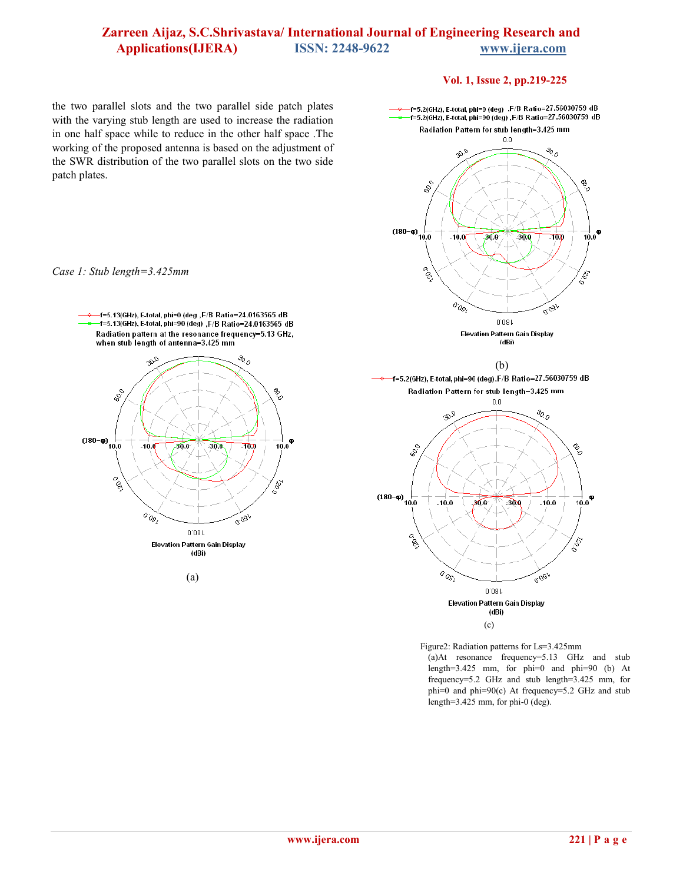the two parallel slots and the two parallel side patch plates with the varying stub length are used to increase the radiation in one half space while to reduce in the other half space .The working of the proposed antenna is based on the adjustment of the SWR distribution of the two parallel slots on the two side patch plates.

*Case 1: Stub length=3.425mm*

(a)

(b)

(c)

Figure2: Radiation patterns for Ls=3.425mm
(a)At resonance frequency=5.13 GHz and stub length=3.425 mm, for phi=0 and phi=90 (b) At frequency=5.2 GHz and stub length=3.425 mm, for phi=0 and phi=90(c) At frequency=5.2 GHz and stub length=3.425 mm, for phi-0 (deg).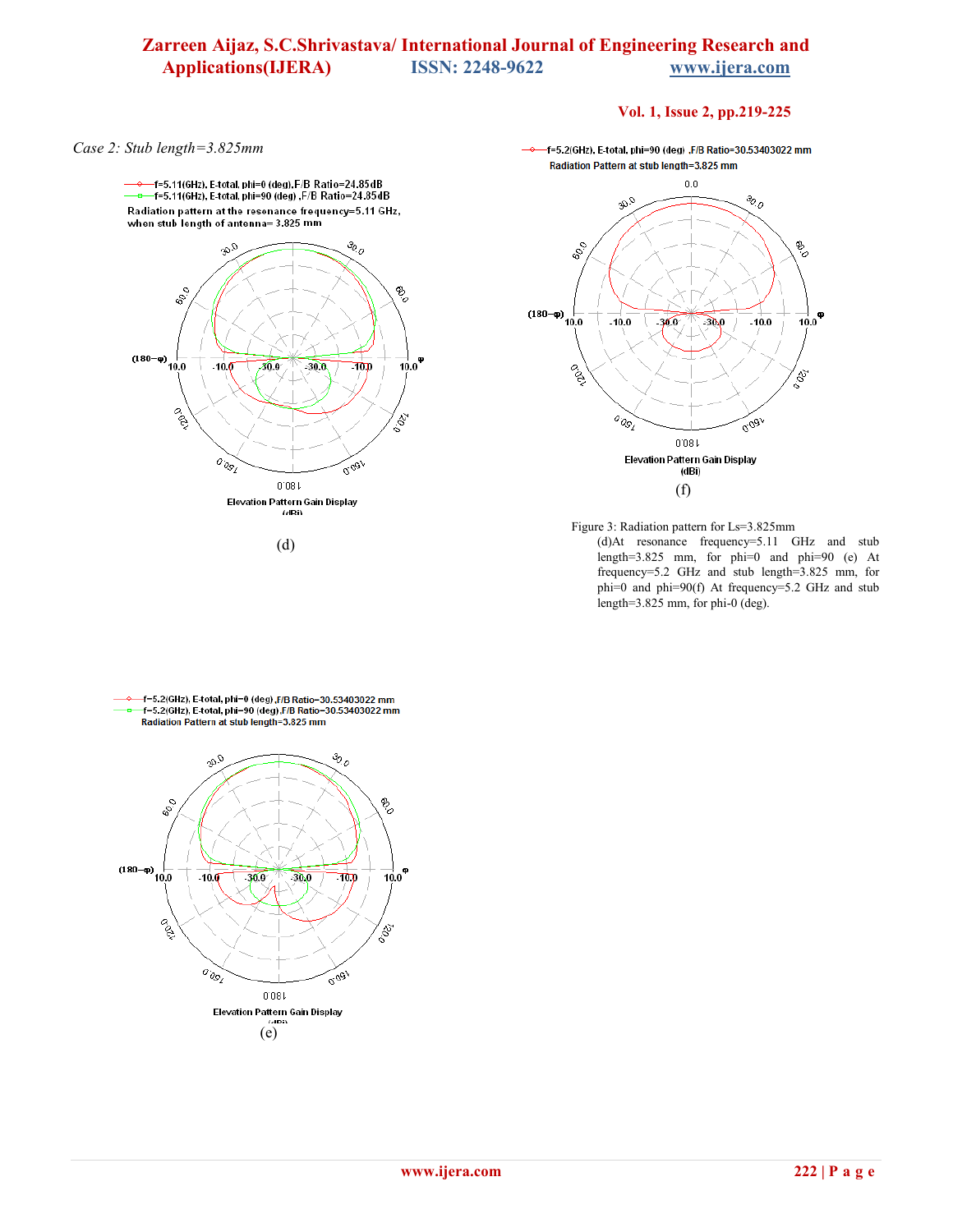*Case 2: Stub length=3.825mm*

(d)

(f)

Figure 3: Radiation pattern for Ls=3.825mm
(d)At resonance frequency=5.11 GHz and stub length=3.825 mm, for phi=0 and phi=90 (e) At frequency=5.2 GHz and stub length=3.825 mm, for phi=0 and phi=90(f) At frequency=5.2 GHz and stub length=3.825 mm, for phi-0 (deg).

(e)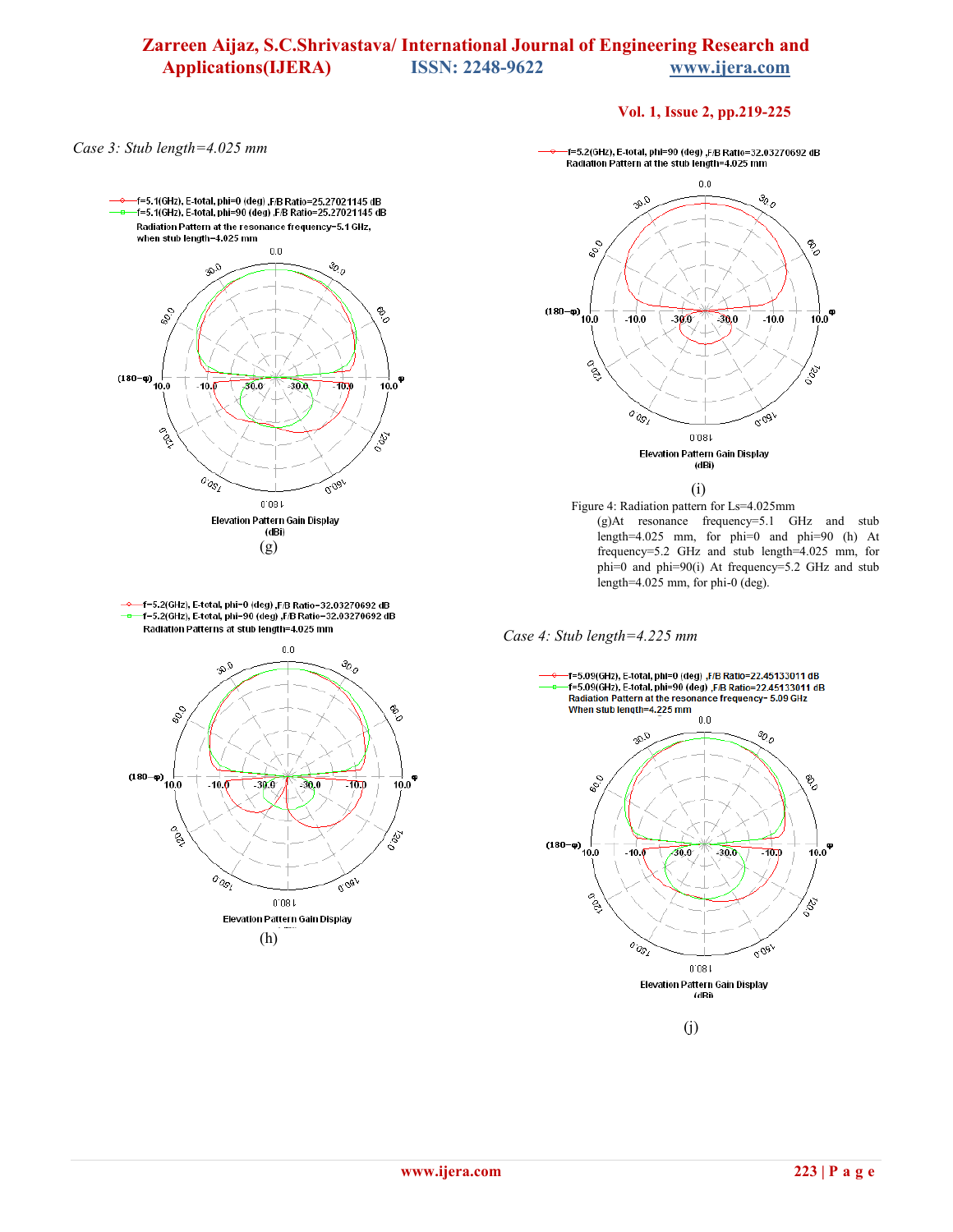*Case 3: Stub length=4.025 mm*

(g)

(h)

(i)

Figure 4: Radiation pattern for Ls=4.025mm (g)At resonance frequency=5.1 GHz and stub length=4.025 mm, for phi=0 and phi=90 (h) At frequency=5.2 GHz and stub length=4.025 mm, for phi=0 and phi=90(i) At frequency=5.2 GHz and stub length=4.025 mm, for phi-0 (deg).

*Case 4: Stub length=4.225 mm*

(j)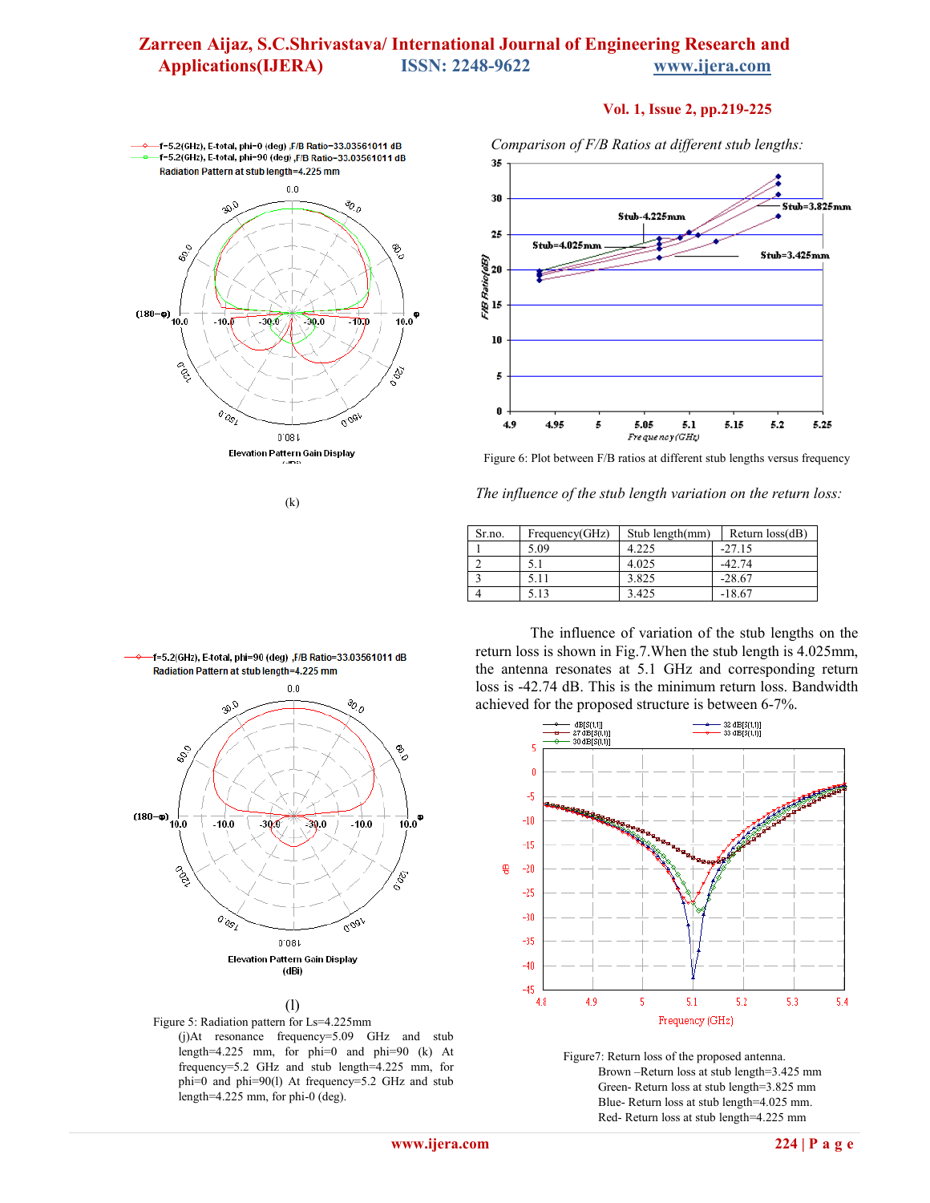(k)

*Comparison of F/B Ratios at different stub lengths:*

Figure 6: Plot between F/B ratios at different stub lengths versus frequency

*The influence of the stub length variation on the return loss:*

| Sr.no. | Frequency(GHz) | Stub length(mm) | Return loss(dB) |
|---|---|---|---|
| 1 | 5.09 | 4.225 | -27.15 |
| 2 | 5.1 | 4.025 | -42.74 |
| 3 | 5.11 | 3.825 | -28.67 |
| 4 | 5.13 | 3.425 | -18.67 |

The influence of variation of the stub lengths on the return loss is shown in Fig.7.When the stub length is 4.025mm, the antenna resonates at 5.1 GHz and corresponding return loss is -42.74 dB. This is the minimum return loss. Bandwidth achieved for the proposed structure is between 6-7%.

(l)

Figure 5: Radiation pattern for Ls=4.225mm
(j)At resonance frequency=5.09 GHz and stub length=4.225 mm, for phi=0 and phi=90 (k) At frequency=5.2 GHz and stub length=4.225 mm, for phi=0 and phi=90(l) At frequency=5.2 GHz and stub length=4.225 mm, for phi-0 (deg).

Figure7: Return loss of the proposed antenna.
Brown –Return loss at stub length=3.425 mm
Green- Return loss at stub length=3.825 mm
Blue- Return loss at stub length=4.025 mm.
Red- Return loss at stub length=4.225 mm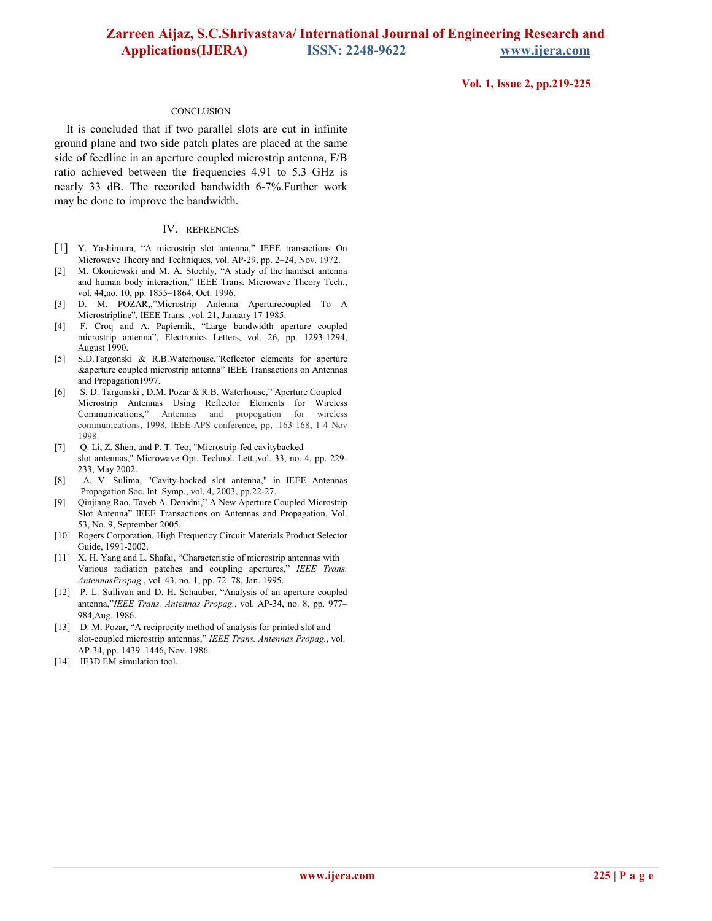## CONCLUSION

It is concluded that if two parallel slots are cut in infinite ground plane and two side patch plates are placed at the same side of feedline in an aperture coupled microstrip antenna, F/B ratio achieved between the frequencies 4.91 to 5.3 GHz is nearly 33 dB. The recorded bandwidth 6-7%.Further work may be done to improve the bandwidth.

## IV. REFRENCES

[1] Y. Yashimura, "A microstrip slot antenna," IEEE transactions On Microwave Theory and Techniques, vol. AP-29, pp. 2–24, Nov. 1972.

[2] M. Okoniewski and M. A. Stochly, "A study of the handset antenna and human body interaction," IEEE Trans. Microwave Theory Tech., vol. 44,no. 10, pp. 1855–1864, Oct. 1996.

[3] D. M. POZAR,,"Microstrip Antenna Aperturecoupled To A Microstripline", IEEE Trans. ,vol. 21, January 17 1985.

[4] F. Croq and A. Papiernik, "Large bandwidth aperture coupled microstrip antenna", Electronics Letters, vol. 26, pp. 1293-1294, August 1990.

[5] S.D.Targonski & R.B.Waterhouse,"Reflector elements for aperture &aperture coupled microstrip antenna" IEEE Transactions on Antennas and Propagation1997.

[6] S. D. Targonski , D.M. Pozar & R.B. Waterhouse," Aperture Coupled Microstrip Antennas Using Reflector Elements for Wireless Communications," Antennas and propogation for wireless communications, 1998, IEEE-APS conference, pp, .163-168, 1-4 Nov 1998.

[7] Q. Li, Z. Shen, and P. T. Teo, "Microstrip-fed cavitybacked slot antennas," Microwave Opt. Technol. Lett.,vol. 33, no. 4, pp. 229-233, May 2002.

[8] A. V. Sulima, "Cavity-backed slot antenna," in IEEE Antennas Propagation Soc. Int. Symp., vol. 4, 2003, pp.22-27.

[9] Qinjiang Rao, Tayeb A. Denidni," A New Aperture Coupled Microstrip Slot Antenna" IEEE Transactions on Antennas and Propagation, Vol. 53, No. 9, September 2005.

[10] Rogers Corporation, High Frequency Circuit Materials Product Selector Guide, 1991-2002.

[11] X. H. Yang and L. Shafai, "Characteristic of microstrip antennas with Various radiation patches and coupling apertures," *IEEE Trans. AntennasPropag.*, vol. 43, no. 1, pp. 72–78, Jan. 1995.

[12] P. L. Sullivan and D. H. Schauber, "Analysis of an aperture coupled antenna,"*IEEE Trans. Antennas Propag.*, vol. AP-34, no. 8, pp. 977–984,Aug. 1986.

[13] D. M. Pozar, "A reciprocity method of analysis for printed slot and slot-coupled microstrip antennas," *IEEE Trans. Antennas Propag.*, vol. AP-34, pp. 1439–1446, Nov. 1986.

[14] IE3D EM simulation tool.